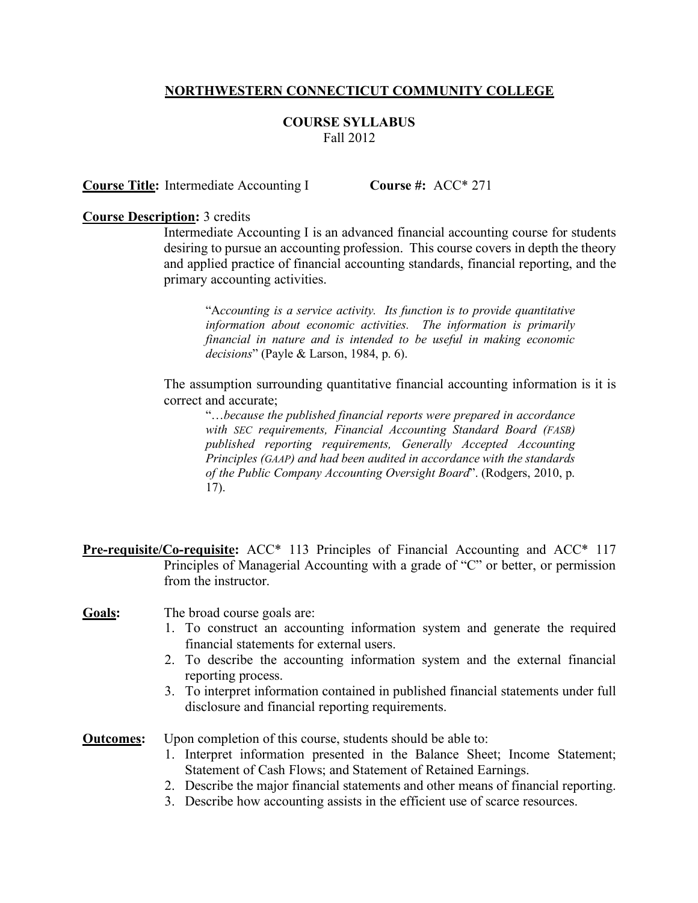# NORTHWESTERN CONNECTICUT COMMUNITY COLLEGE

## COURSE SYLLABUS

Fall 2012

**Course Title:** Intermediate Accounting I **Course #:** ACC* 271

**Course Description:** 3 credits

Intermediate Accounting I is an advanced financial accounting course for students desiring to pursue an accounting profession. This course covers in depth the theory and applied practice of financial accounting standards, financial reporting, and the primary accounting activities.

> "A*ccounting is a service activity. Its function is to provide quantitative information about economic activities. The information is primarily financial in nature and is intended to be useful in making economic decisions*" (Payle & Larson, 1984, p. 6).

The assumption surrounding quantitative financial accounting information is it is correct and accurate;

> "*…because the published financial reports were prepared in accordance with SEC requirements, Financial Accounting Standard Board (FASB) published reporting requirements, Generally Accepted Accounting Principles (GAAP) and had been audited in accordance with the standards of the Public Company Accounting Oversight Board*". (Rodgers, 2010, p. 17).

**Pre-requisite/Co-requisite:** ACC* 113 Principles of Financial Accounting and ACC* 117 Principles of Managerial Accounting with a grade of "C" or better, or permission from the instructor.

**Goals:** The broad course goals are:

1. To construct an accounting information system and generate the required financial statements for external users.
2. To describe the accounting information system and the external financial reporting process.
3. To interpret information contained in published financial statements under full disclosure and financial reporting requirements.

**Outcomes:** Upon completion of this course, students should be able to:

1. Interpret information presented in the Balance Sheet; Income Statement; Statement of Cash Flows; and Statement of Retained Earnings.
2. Describe the major financial statements and other means of financial reporting.
3. Describe how accounting assists in the efficient use of scarce resources.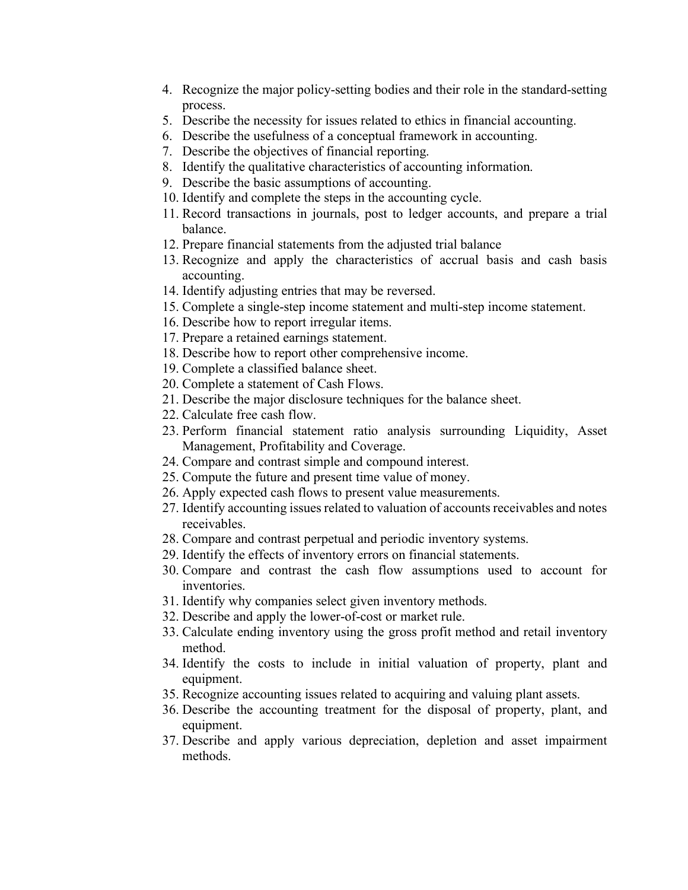4. Recognize the major policy-setting bodies and their role in the standard-setting process.
5. Describe the necessity for issues related to ethics in financial accounting.
6. Describe the usefulness of a conceptual framework in accounting.
7. Describe the objectives of financial reporting.
8. Identify the qualitative characteristics of accounting information.
9. Describe the basic assumptions of accounting.
10. Identify and complete the steps in the accounting cycle.
11. Record transactions in journals, post to ledger accounts, and prepare a trial balance.
12. Prepare financial statements from the adjusted trial balance
13. Recognize and apply the characteristics of accrual basis and cash basis accounting.
14. Identify adjusting entries that may be reversed.
15. Complete a single-step income statement and multi-step income statement.
16. Describe how to report irregular items.
17. Prepare a retained earnings statement.
18. Describe how to report other comprehensive income.
19. Complete a classified balance sheet.
20. Complete a statement of Cash Flows.
21. Describe the major disclosure techniques for the balance sheet.
22. Calculate free cash flow.
23. Perform financial statement ratio analysis surrounding Liquidity, Asset Management, Profitability and Coverage.
24. Compare and contrast simple and compound interest.
25. Compute the future and present time value of money.
26. Apply expected cash flows to present value measurements.
27. Identify accounting issues related to valuation of accounts receivables and notes receivables.
28. Compare and contrast perpetual and periodic inventory systems.
29. Identify the effects of inventory errors on financial statements.
30. Compare and contrast the cash flow assumptions used to account for inventories.
31. Identify why companies select given inventory methods.
32. Describe and apply the lower-of-cost or market rule.
33. Calculate ending inventory using the gross profit method and retail inventory method.
34. Identify the costs to include in initial valuation of property, plant and equipment.
35. Recognize accounting issues related to acquiring and valuing plant assets.
36. Describe the accounting treatment for the disposal of property, plant, and equipment.
37. Describe and apply various depreciation, depletion and asset impairment methods.